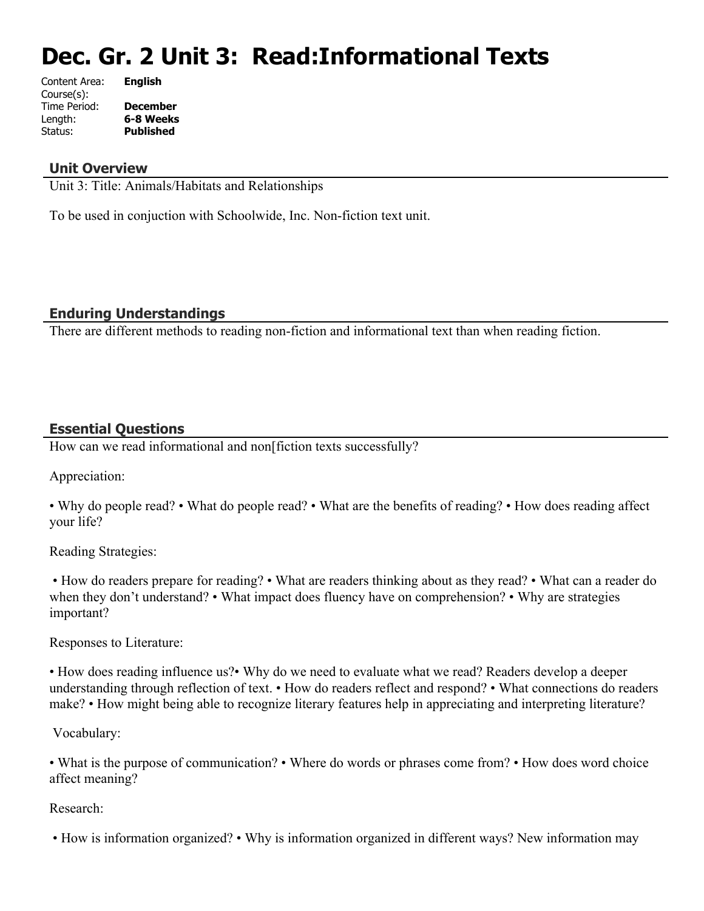# Dec. Gr. 2 Unit 3: Read:Informational Texts

Content Area: **English**
Course(s):
Time Period: **December**
Length: **6-8 Weeks**
Status: **Published**

## Unit Overview

Unit 3: Title: Animals/Habitats and Relationships

To be used in conjuction with Schoolwide, Inc. Non-fiction text unit.

## Enduring Understandings

There are different methods to reading non-fiction and informational text than when reading fiction.

## Essential Questions

How can we read informational and non[fiction texts successfully?

Appreciation:

• Why do people read? • What do people read? • What are the benefits of reading? • How does reading affect your life?

Reading Strategies:

• How do readers prepare for reading? • What are readers thinking about as they read? • What can a reader do when they don't understand? • What impact does fluency have on comprehension? • Why are strategies important?

Responses to Literature:

• How does reading influence us?• Why do we need to evaluate what we read? Readers develop a deeper understanding through reflection of text. • How do readers reflect and respond? • What connections do readers make? • How might being able to recognize literary features help in appreciating and interpreting literature?

Vocabulary:

• What is the purpose of communication? • Where do words or phrases come from? • How does word choice affect meaning?

Research:

• How is information organized? • Why is information organized in different ways? New information may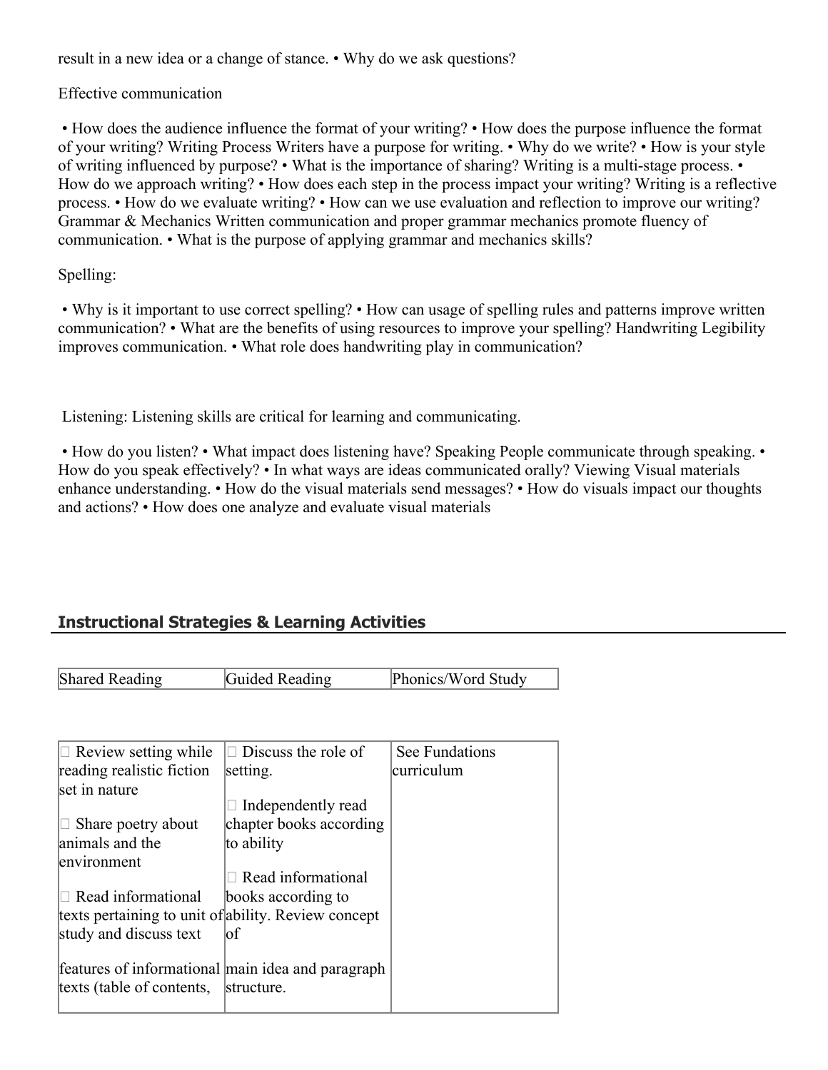result in a new idea or a change of stance. • Why do we ask questions?

Effective communication

• How does the audience influence the format of your writing? • How does the purpose influence the format of your writing? Writing Process Writers have a purpose for writing. • Why do we write? • How is your style of writing influenced by purpose? • What is the importance of sharing? Writing is a multi-stage process. • How do we approach writing? • How does each step in the process impact your writing? Writing is a reflective process. • How do we evaluate writing? • How can we use evaluation and reflection to improve our writing? Grammar & Mechanics Written communication and proper grammar mechanics promote fluency of communication. • What is the purpose of applying grammar and mechanics skills?

Spelling:

• Why is it important to use correct spelling? • How can usage of spelling rules and patterns improve written communication? • What are the benefits of using resources to improve your spelling? Handwriting Legibility improves communication. • What role does handwriting play in communication?

Listening: Listening skills are critical for learning and communicating.

• How do you listen? • What impact does listening have? Speaking People communicate through speaking. • How do you speak effectively? • In what ways are ideas communicated orally? Viewing Visual materials enhance understanding. • How do the visual materials send messages? • How do visuals impact our thoughts and actions? • How does one analyze and evaluate visual materials

## Instructional Strategies & Learning Activities

| Shared Reading | Guided Reading | Phonics/Word Study |
|---|---|---|
| □ Review setting while reading realistic fiction set in nature<br><br>□ Share poetry about animals and the environment<br><br>□ Read informational texts pertaining to unit of study and discuss text<br><br>features of informational texts (table of contents, | □ Discuss the role of setting.<br><br>□ Independently read chapter books according to ability<br><br>□ Read informational books according to ability. Review concept of<br><br>main idea and paragraph structure. | See Fundations curriculum |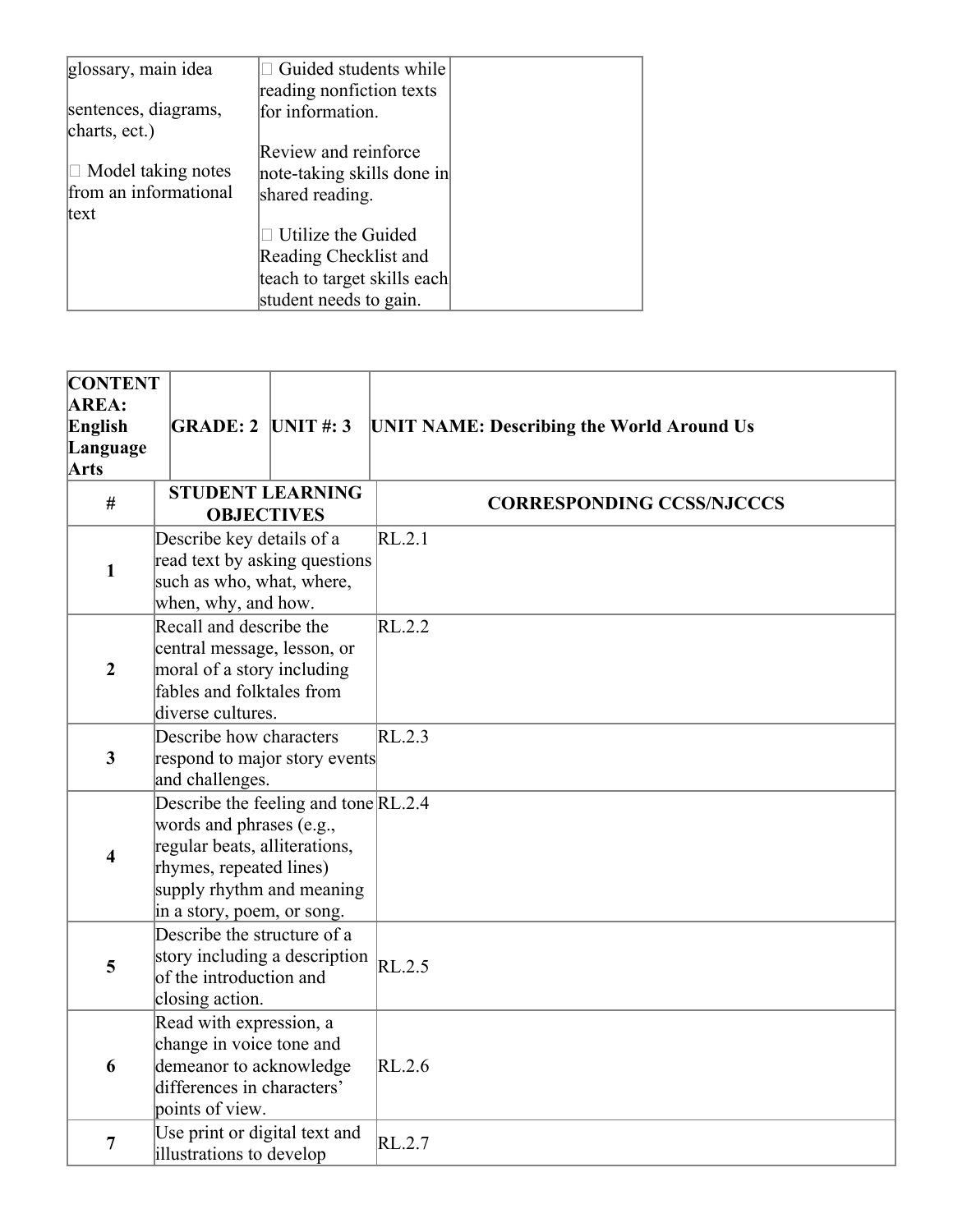| | | |
|---|---|---|
| glossary, main idea<br><br>sentences, diagrams, charts, ect.)<br><br> Model taking notes from an informational text | Guided students while reading nonfiction texts for information.<br><br>Review and reinforce note-taking skills done in shared reading.<br><br> Utilize the Guided Reading Checklist and teach to target skills each student needs to gain. | |

| **CONTENT AREA: English Language Arts** | **GRADE: 2** | **UNIT #: 3** | **UNIT NAME: Describing the World Around Us** |
|---|---|---|---|
| **#** | **STUDENT LEARNING OBJECTIVES** | | **CORRESPONDING CCSS/NJCCCS** |
| **1** | Describe key details of a read text by asking questions such as who, what, where, when, why, and how. | | RL.2.1 |
| **2** | Recall and describe the central message, lesson, or moral of a story including fables and folktales from diverse cultures. | | RL.2.2 |
| **3** | Describe how characters respond to major story events and challenges. | | RL.2.3 |
| **4** | Describe the feeling and tone words and phrases (e.g., regular beats, alliterations, rhymes, repeated lines) supply rhythm and meaning in a story, poem, or song. | | RL.2.4 |
| **5** | Describe the structure of a story including a description of the introduction and closing action. | | RL.2.5 |
| **6** | Read with expression, a change in voice tone and demeanor to acknowledge differences in characters' points of view. | | RL.2.6 |
| **7** | Use print or digital text and illustrations to develop | | RL.2.7 |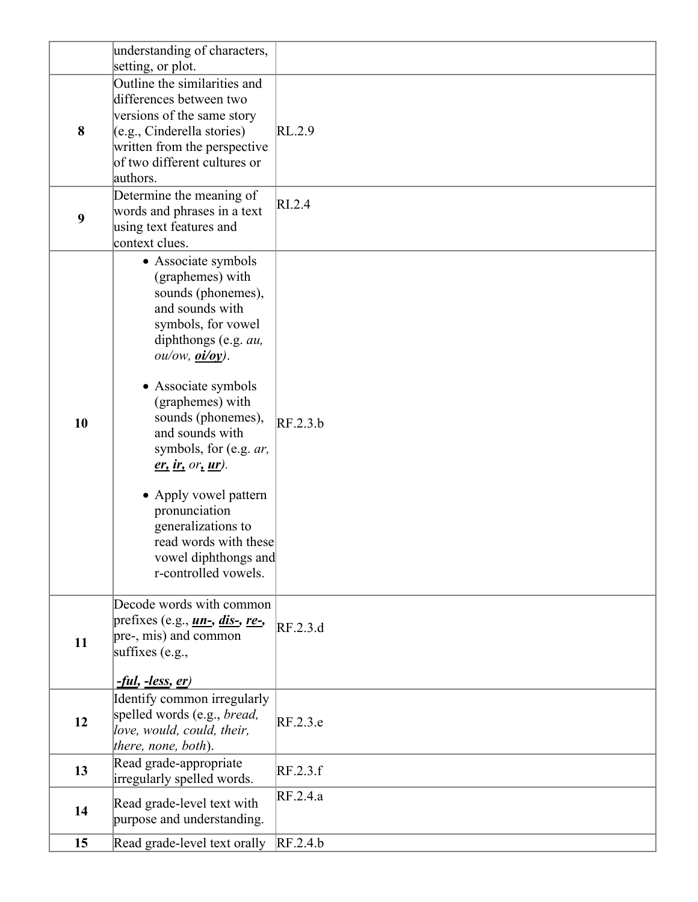| | | |
|---|---|---|
| | understanding of characters, setting, or plot. | |
| **8** | Outline the similarities and differences between two versions of the same story (e.g., Cinderella stories) written from the perspective of two different cultures or authors. | RL.2.9 |
| **9** | Determine the meaning of words and phrases in a text using text features and context clues. | RI.2.4 |
| **10** | • Associate symbols (graphemes) with sounds (phonemes), and sounds with symbols, for vowel diphthongs (e.g. *au, ou/ow,* ***oi/oy***).<br><br>• Associate symbols (graphemes) with sounds (phonemes), and sounds with symbols, for (e.g. *ar,* ***er, ir,*** *or*, ***ur***).<br><br>• Apply vowel pattern pronunciation generalizations to read words with these vowel diphthongs and r-controlled vowels. | RF.2.3.b |
| **11** | Decode words with common prefixes (e.g., ***un-, dis-, re-,*** pre-, mis) and common suffixes (e.g.,<br><br>***-ful, -less, er)*** | RF.2.3.d |
| **12** | Identify common irregularly spelled words (e.g., *bread, love, would, could, their, there, none, both*). | RF.2.3.e |
| **13** | Read grade-appropriate irregularly spelled words. | RF.2.3.f |
| **14** | Read grade-level text with purpose and understanding. | RF.2.4.a |
| **15** | Read grade-level text orally | RF.2.4.b |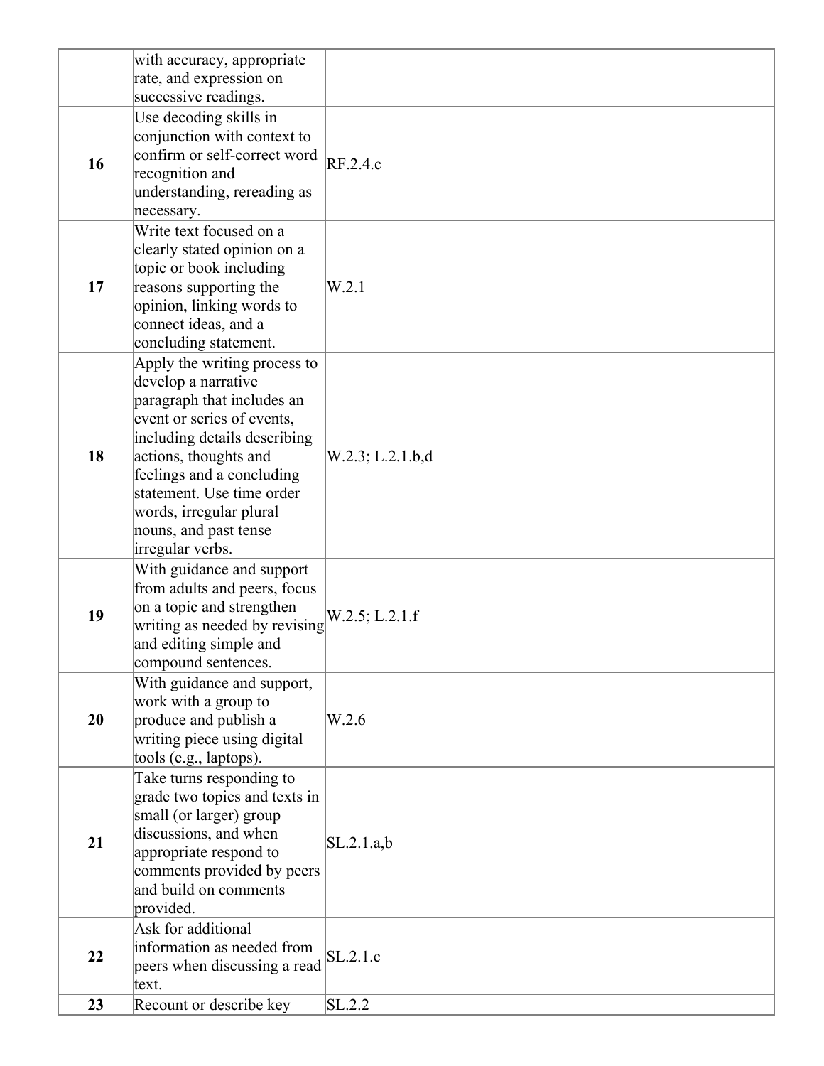| | | |
|---|---|---|
| | with accuracy, appropriate rate, and expression on successive readings. | |
| **16** | Use decoding skills in conjunction with context to confirm or self-correct word recognition and understanding, rereading as necessary. | RF.2.4.c |
| **17** | Write text focused on a clearly stated opinion on a topic or book including reasons supporting the opinion, linking words to connect ideas, and a concluding statement. | W.2.1 |
| **18** | Apply the writing process to develop a narrative paragraph that includes an event or series of events, including details describing actions, thoughts and feelings and a concluding statement. Use time order words, irregular plural nouns, and past tense irregular verbs. | W.2.3; L.2.1.b,d |
| **19** | With guidance and support from adults and peers, focus on a topic and strengthen writing as needed by revising and editing simple and compound sentences. | W.2.5; L.2.1.f |
| **20** | With guidance and support, work with a group to produce and publish a writing piece using digital tools (e.g., laptops). | W.2.6 |
| **21** | Take turns responding to grade two topics and texts in small (or larger) group discussions, and when appropriate respond to comments provided by peers and build on comments provided. | SL.2.1.a,b |
| **22** | Ask for additional information as needed from peers when discussing a read text. | SL.2.1.c |
| **23** | Recount or describe key | SL.2.2 |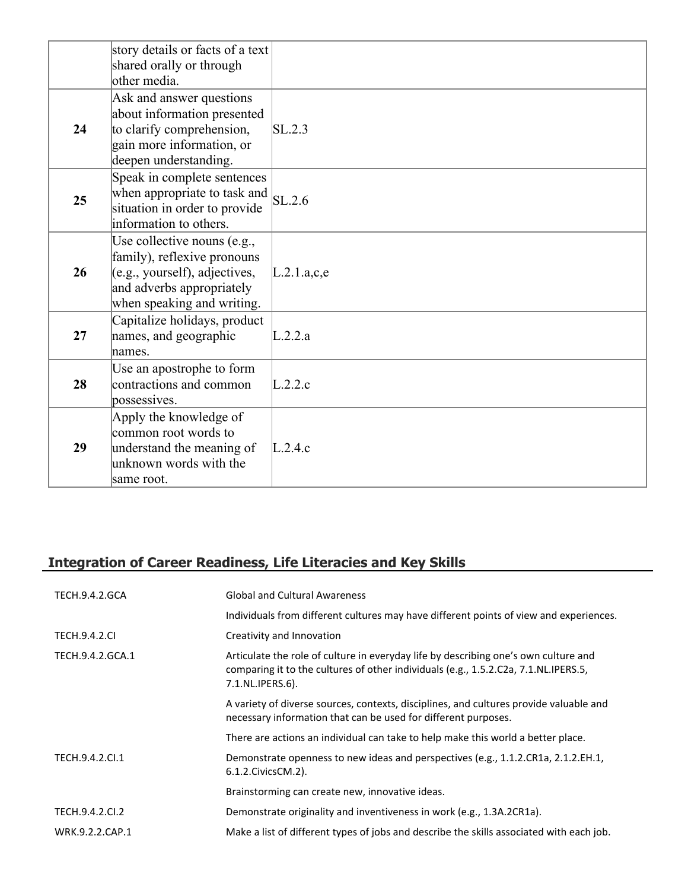|  | story details or facts of a text shared orally or through other media. |  |
| --- | --- | --- |
| **24** | Ask and answer questions about information presented to clarify comprehension, gain more information, or deepen understanding. | SL.2.3 |
| **25** | Speak in complete sentences when appropriate to task and situation in order to provide information to others. | SL.2.6 |
| **26** | Use collective nouns (e.g., family), reflexive pronouns (e.g., yourself), adjectives, and adverbs appropriately when speaking and writing. | L.2.1.a,c,e |
| **27** | Capitalize holidays, product names, and geographic names. | L.2.2.a |
| **28** | Use an apostrophe to form contractions and common possessives. | L.2.2.c |
| **29** | Apply the knowledge of common root words to understand the meaning of unknown words with the same root. | L.2.4.c |

## Integration of Career Readiness, Life Literacies and Key Skills

| | |
| --- | --- |
| TECH.9.4.2.GCA | Global and Cultural Awareness |
| | Individuals from different cultures may have different points of view and experiences. |
| TECH.9.4.2.CI | Creativity and Innovation |
| TECH.9.4.2.GCA.1 | Articulate the role of culture in everyday life by describing one's own culture and comparing it to the cultures of other individuals (e.g., 1.5.2.C2a, 7.1.NL.IPERS.5, 7.1.NL.IPERS.6). |
| | A variety of diverse sources, contexts, disciplines, and cultures provide valuable and necessary information that can be used for different purposes. |
| | There are actions an individual can take to help make this world a better place. |
| TECH.9.4.2.CI.1 | Demonstrate openness to new ideas and perspectives (e.g., 1.1.2.CR1a, 2.1.2.EH.1, 6.1.2.CivicsCM.2). |
| | Brainstorming can create new, innovative ideas. |
| TECH.9.4.2.CI.2 | Demonstrate originality and inventiveness in work (e.g., 1.3A.2CR1a). |
| WRK.9.2.2.CAP.1 | Make a list of different types of jobs and describe the skills associated with each job. |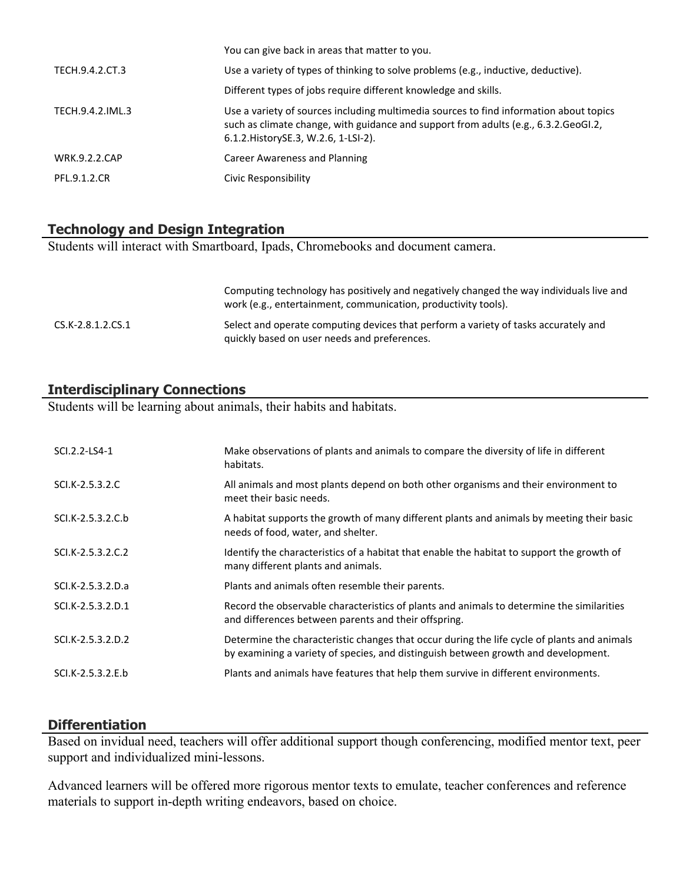| | |
|---|---|
| | You can give back in areas that matter to you. |
| TECH.9.4.2.CT.3 | Use a variety of types of thinking to solve problems (e.g., inductive, deductive). |
| | Different types of jobs require different knowledge and skills. |
| TECH.9.4.2.IML.3 | Use a variety of sources including multimedia sources to find information about topics such as climate change, with guidance and support from adults (e.g., 6.3.2.GeoGI.2, 6.1.2.HistorySE.3, W.2.6, 1-LSI-2). |
| WRK.9.2.2.CAP | Career Awareness and Planning |
| PFL.9.1.2.CR | Civic Responsibility |

## Technology and Design Integration

Students will interact with Smartboard, Ipads, Chromebooks and document camera.

| | |
|---|---|
| | Computing technology has positively and negatively changed the way individuals live and work (e.g., entertainment, communication, productivity tools). |
| CS.K-2.8.1.2.CS.1 | Select and operate computing devices that perform a variety of tasks accurately and quickly based on user needs and preferences. |

## Interdisciplinary Connections

Students will be learning about animals, their habits and habitats.

| | |
|---|---|
| SCI.2.2-LS4-1 | Make observations of plants and animals to compare the diversity of life in different habitats. |
| SCI.K-2.5.3.2.C | All animals and most plants depend on both other organisms and their environment to meet their basic needs. |
| SCI.K-2.5.3.2.C.b | A habitat supports the growth of many different plants and animals by meeting their basic needs of food, water, and shelter. |
| SCI.K-2.5.3.2.C.2 | Identify the characteristics of a habitat that enable the habitat to support the growth of many different plants and animals. |
| SCI.K-2.5.3.2.D.a | Plants and animals often resemble their parents. |
| SCI.K-2.5.3.2.D.1 | Record the observable characteristics of plants and animals to determine the similarities and differences between parents and their offspring. |
| SCI.K-2.5.3.2.D.2 | Determine the characteristic changes that occur during the life cycle of plants and animals by examining a variety of species, and distinguish between growth and development. |
| SCI.K-2.5.3.2.E.b | Plants and animals have features that help them survive in different environments. |

## Differentiation

Based on invidual need, teachers will offer additional support though conferencing, modified mentor text, peer support and individualized mini-lessons.

Advanced learners will be offered more rigorous mentor texts to emulate, teacher conferences and reference materials to support in-depth writing endeavors, based on choice.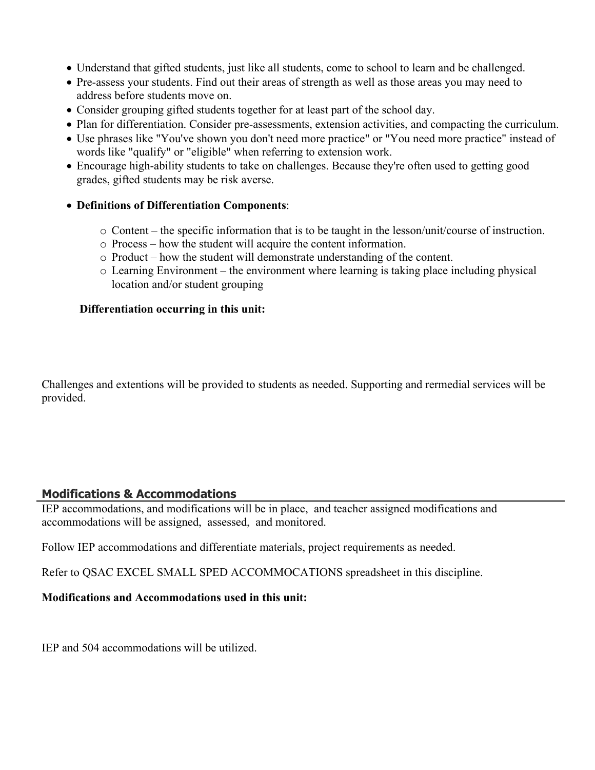- Understand that gifted students, just like all students, come to school to learn and be challenged.
- Pre-assess your students. Find out their areas of strength as well as those areas you may need to address before students move on.
- Consider grouping gifted students together for at least part of the school day.
- Plan for differentiation. Consider pre-assessments, extension activities, and compacting the curriculum.
- Use phrases like "You've shown you don't need more practice" or "You need more practice" instead of words like "qualify" or "eligible" when referring to extension work.
- Encourage high-ability students to take on challenges. Because they're often used to getting good grades, gifted students may be risk averse.
- **Definitions of Differentiation Components**:
  - Content – the specific information that is to be taught in the lesson/unit/course of instruction.
  - Process – how the student will acquire the content information.
  - Product – how the student will demonstrate understanding of the content.
  - Learning Environment – the environment where learning is taking place including physical location and/or student grouping

**Differentiation occurring in this unit:**

Challenges and extentions will be provided to students as needed. Supporting and rermedial services will be provided.

## Modifications & Accommodations

IEP accommodations, and modifications will be in place, and teacher assigned modifications and accommodations will be assigned, assessed, and monitored.

Follow IEP accommodations and differentiate materials, project requirements as needed.

Refer to QSAC EXCEL SMALL SPED ACCOMMOCATIONS spreadsheet in this discipline.

**Modifications and Accommodations used in this unit:**

IEP and 504 accommodations will be utilized.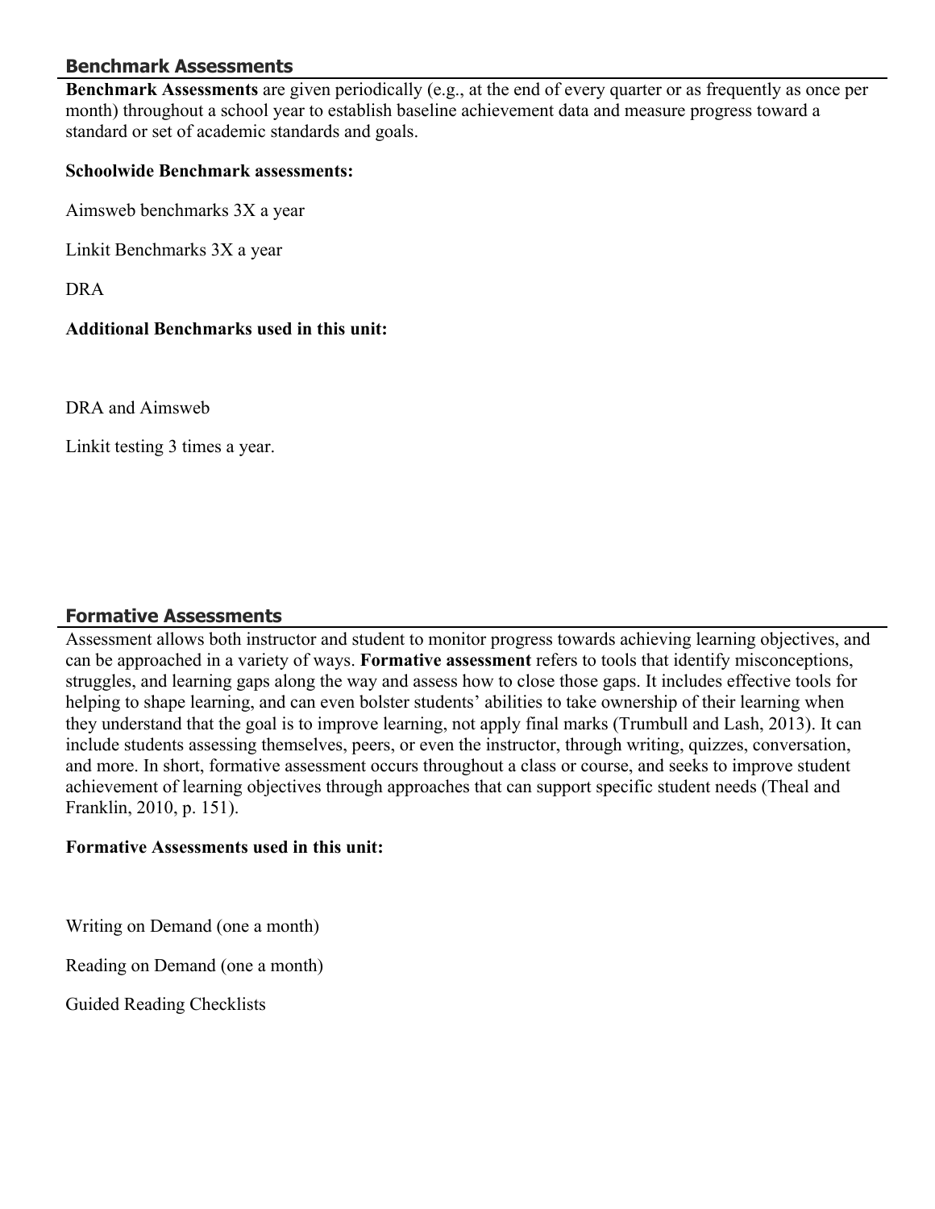## Benchmark Assessments

**Benchmark Assessments** are given periodically (e.g., at the end of every quarter or as frequently as once per month) throughout a school year to establish baseline achievement data and measure progress toward a standard or set of academic standards and goals.

**Schoolwide Benchmark assessments:**

Aimsweb benchmarks 3X a year

Linkit Benchmarks 3X a year

DRA

**Additional Benchmarks used in this unit:**

DRA and Aimsweb

Linkit testing 3 times a year.

## Formative Assessments

Assessment allows both instructor and student to monitor progress towards achieving learning objectives, and can be approached in a variety of ways. **Formative assessment** refers to tools that identify misconceptions, struggles, and learning gaps along the way and assess how to close those gaps. It includes effective tools for helping to shape learning, and can even bolster students' abilities to take ownership of their learning when they understand that the goal is to improve learning, not apply final marks (Trumbull and Lash, 2013). It can include students assessing themselves, peers, or even the instructor, through writing, quizzes, conversation, and more. In short, formative assessment occurs throughout a class or course, and seeks to improve student achievement of learning objectives through approaches that can support specific student needs (Theal and Franklin, 2010, p. 151).

**Formative Assessments used in this unit:**

Writing on Demand (one a month)

Reading on Demand (one a month)

Guided Reading Checklists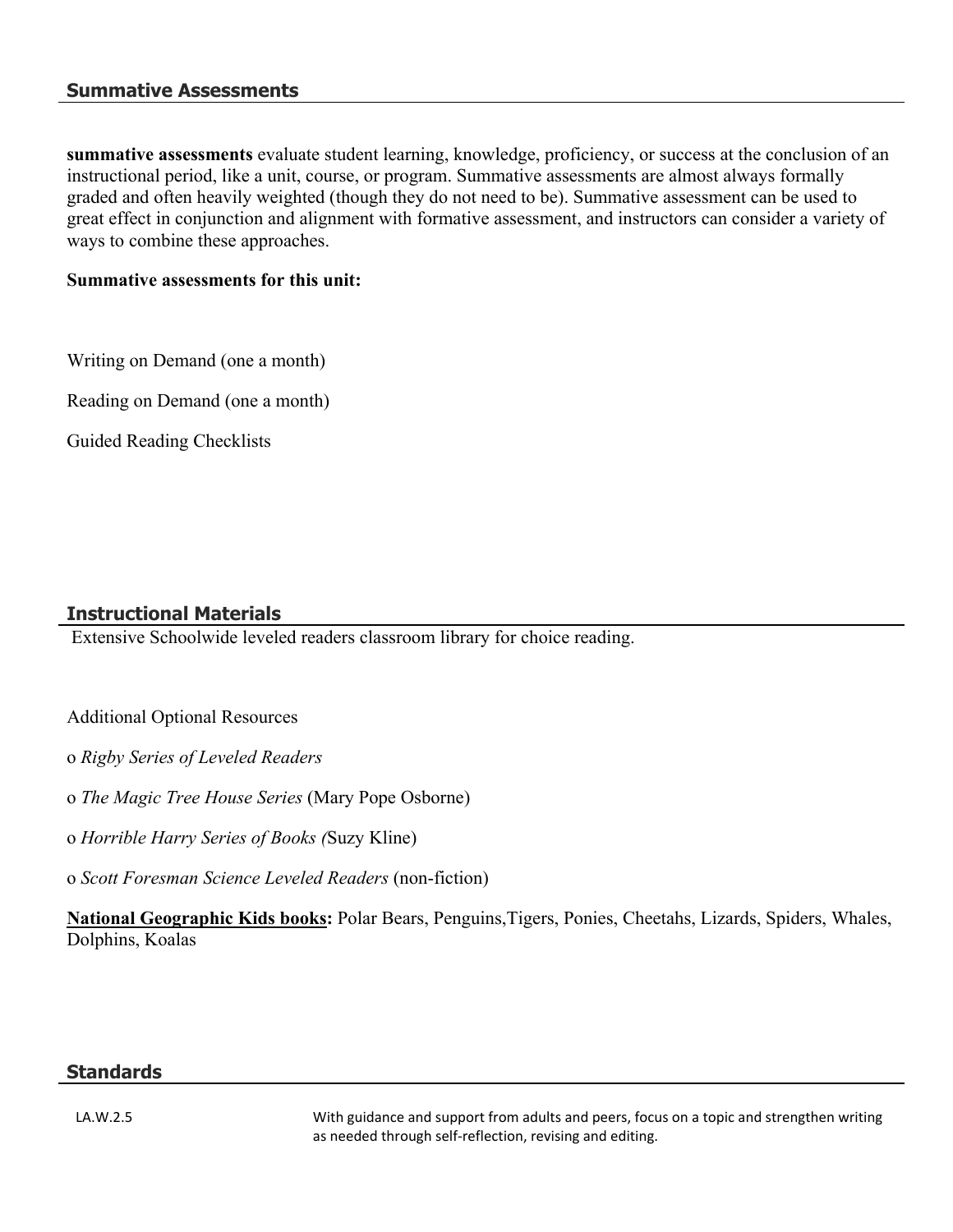## Summative Assessments

**summative assessments** evaluate student learning, knowledge, proficiency, or success at the conclusion of an instructional period, like a unit, course, or program. Summative assessments are almost always formally graded and often heavily weighted (though they do not need to be). Summative assessment can be used to great effect in conjunction and alignment with formative assessment, and instructors can consider a variety of ways to combine these approaches.

**Summative assessments for this unit:**

Writing on Demand (one a month)

Reading on Demand (one a month)

Guided Reading Checklists

## Instructional Materials

Extensive Schoolwide leveled readers classroom library for choice reading.

Additional Optional Resources

o *Rigby Series of Leveled Readers*

o *The Magic Tree House Series* (Mary Pope Osborne)

o *Horrible Harry Series of Books (*Suzy Kline)

o *Scott Foresman Science Leveled Readers* (non-fiction)

**National Geographic Kids books:** Polar Bears, Penguins,Tigers, Ponies, Cheetahs, Lizards, Spiders, Whales, Dolphins, Koalas

## Standards

| | |
|---|---|
| LA.W.2.5 | With guidance and support from adults and peers, focus on a topic and strengthen writing as needed through self-reflection, revising and editing. |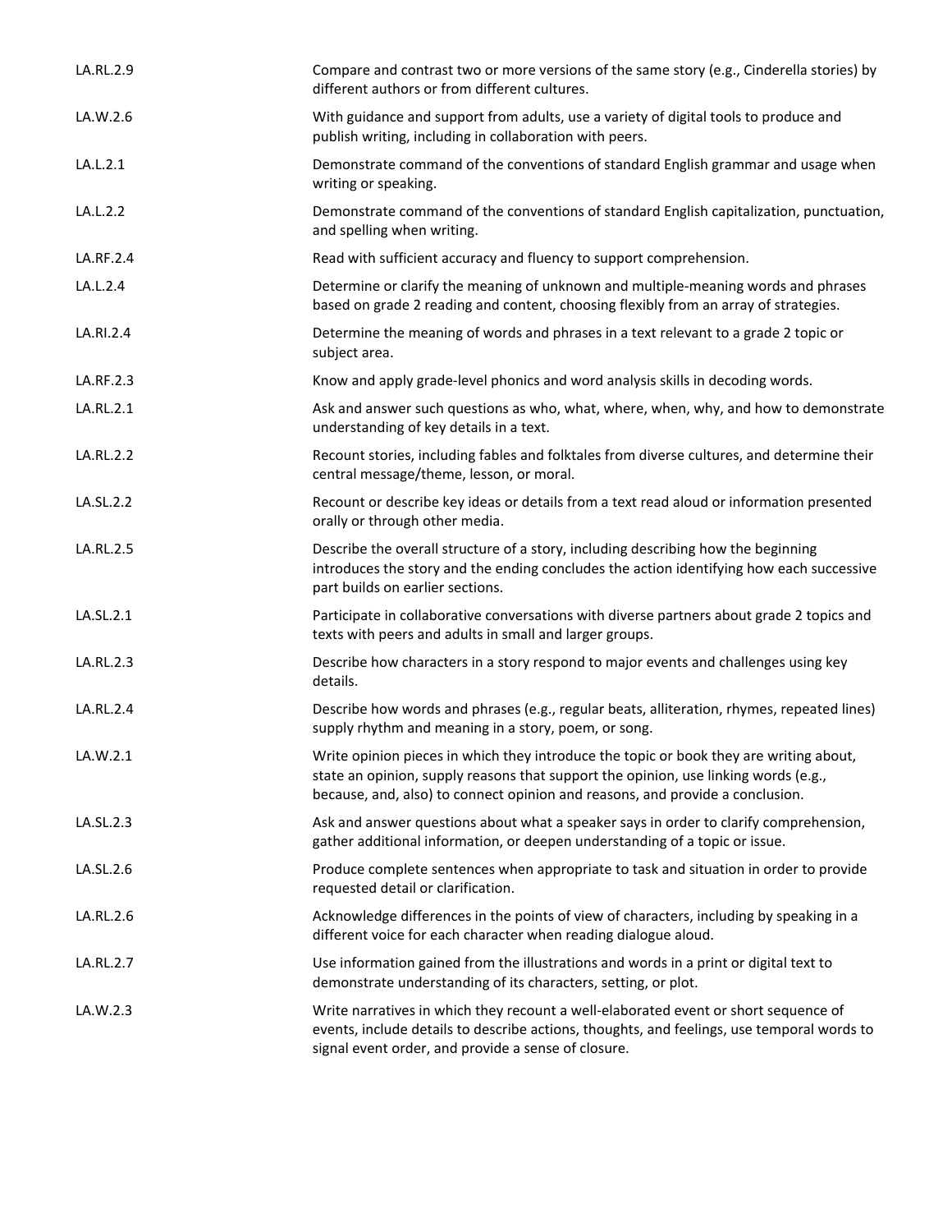| | |
|---|---|
| LA.RL.2.9 | Compare and contrast two or more versions of the same story (e.g., Cinderella stories) by different authors or from different cultures. |
| LA.W.2.6 | With guidance and support from adults, use a variety of digital tools to produce and publish writing, including in collaboration with peers. |
| LA.L.2.1 | Demonstrate command of the conventions of standard English grammar and usage when writing or speaking. |
| LA.L.2.2 | Demonstrate command of the conventions of standard English capitalization, punctuation, and spelling when writing. |
| LA.RF.2.4 | Read with sufficient accuracy and fluency to support comprehension. |
| LA.L.2.4 | Determine or clarify the meaning of unknown and multiple-meaning words and phrases based on grade 2 reading and content, choosing flexibly from an array of strategies. |
| LA.RI.2.4 | Determine the meaning of words and phrases in a text relevant to a grade 2 topic or subject area. |
| LA.RF.2.3 | Know and apply grade-level phonics and word analysis skills in decoding words. |
| LA.RL.2.1 | Ask and answer such questions as who, what, where, when, why, and how to demonstrate understanding of key details in a text. |
| LA.RL.2.2 | Recount stories, including fables and folktales from diverse cultures, and determine their central message/theme, lesson, or moral. |
| LA.SL.2.2 | Recount or describe key ideas or details from a text read aloud or information presented orally or through other media. |
| LA.RL.2.5 | Describe the overall structure of a story, including describing how the beginning introduces the story and the ending concludes the action identifying how each successive part builds on earlier sections. |
| LA.SL.2.1 | Participate in collaborative conversations with diverse partners about grade 2 topics and texts with peers and adults in small and larger groups. |
| LA.RL.2.3 | Describe how characters in a story respond to major events and challenges using key details. |
| LA.RL.2.4 | Describe how words and phrases (e.g., regular beats, alliteration, rhymes, repeated lines) supply rhythm and meaning in a story, poem, or song. |
| LA.W.2.1 | Write opinion pieces in which they introduce the topic or book they are writing about, state an opinion, supply reasons that support the opinion, use linking words (e.g., because, and, also) to connect opinion and reasons, and provide a conclusion. |
| LA.SL.2.3 | Ask and answer questions about what a speaker says in order to clarify comprehension, gather additional information, or deepen understanding of a topic or issue. |
| LA.SL.2.6 | Produce complete sentences when appropriate to task and situation in order to provide requested detail or clarification. |
| LA.RL.2.6 | Acknowledge differences in the points of view of characters, including by speaking in a different voice for each character when reading dialogue aloud. |
| LA.RL.2.7 | Use information gained from the illustrations and words in a print or digital text to demonstrate understanding of its characters, setting, or plot. |
| LA.W.2.3 | Write narratives in which they recount a well-elaborated event or short sequence of events, include details to describe actions, thoughts, and feelings, use temporal words to signal event order, and provide a sense of closure. |